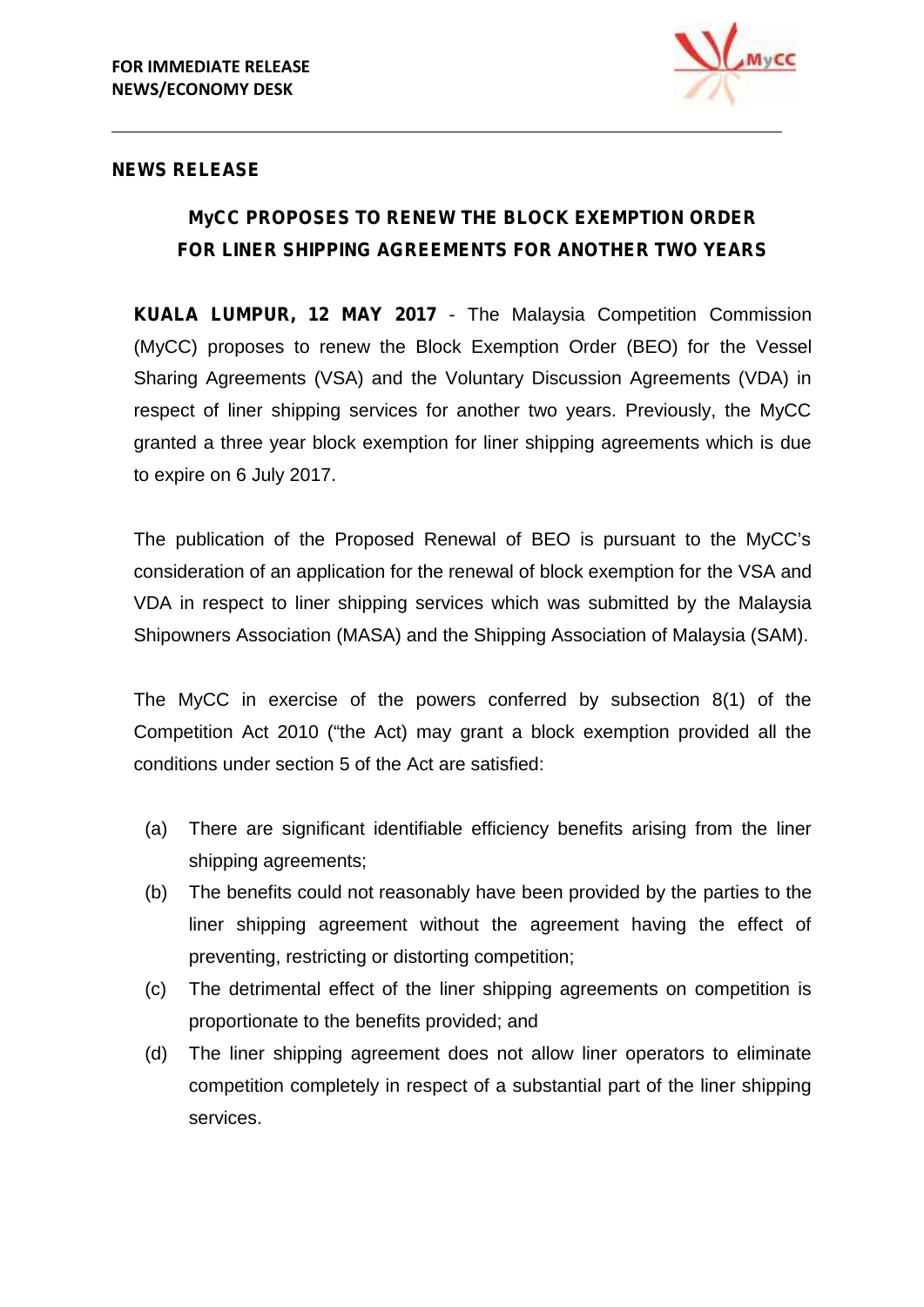**FOR IMMEDIATE RELEASE**
**NEWS/ECONOMY DESK**

**NEWS RELEASE**

## MyCC PROPOSES TO RENEW THE BLOCK EXEMPTION ORDER FOR LINER SHIPPING AGREEMENTS FOR ANOTHER TWO YEARS

**KUALA LUMPUR, 12 MAY 2017** - The Malaysia Competition Commission (MyCC) proposes to renew the Block Exemption Order (BEO) for the Vessel Sharing Agreements (VSA) and the Voluntary Discussion Agreements (VDA) in respect of liner shipping services for another two years. Previously, the MyCC granted a three year block exemption for liner shipping agreements which is due to expire on 6 July 2017.

The publication of the Proposed Renewal of BEO is pursuant to the MyCC's consideration of an application for the renewal of block exemption for the VSA and VDA in respect to liner shipping services which was submitted by the Malaysia Shipowners Association (MASA) and the Shipping Association of Malaysia (SAM).

The MyCC in exercise of the powers conferred by subsection 8(1) of the Competition Act 2010 ("the Act) may grant a block exemption provided all the conditions under section 5 of the Act are satisfied:

(a) There are significant identifiable efficiency benefits arising from the liner shipping agreements;

(b) The benefits could not reasonably have been provided by the parties to the liner shipping agreement without the agreement having the effect of preventing, restricting or distorting competition;

(c) The detrimental effect of the liner shipping agreements on competition is proportionate to the benefits provided; and

(d) The liner shipping agreement does not allow liner operators to eliminate competition completely in respect of a substantial part of the liner shipping services.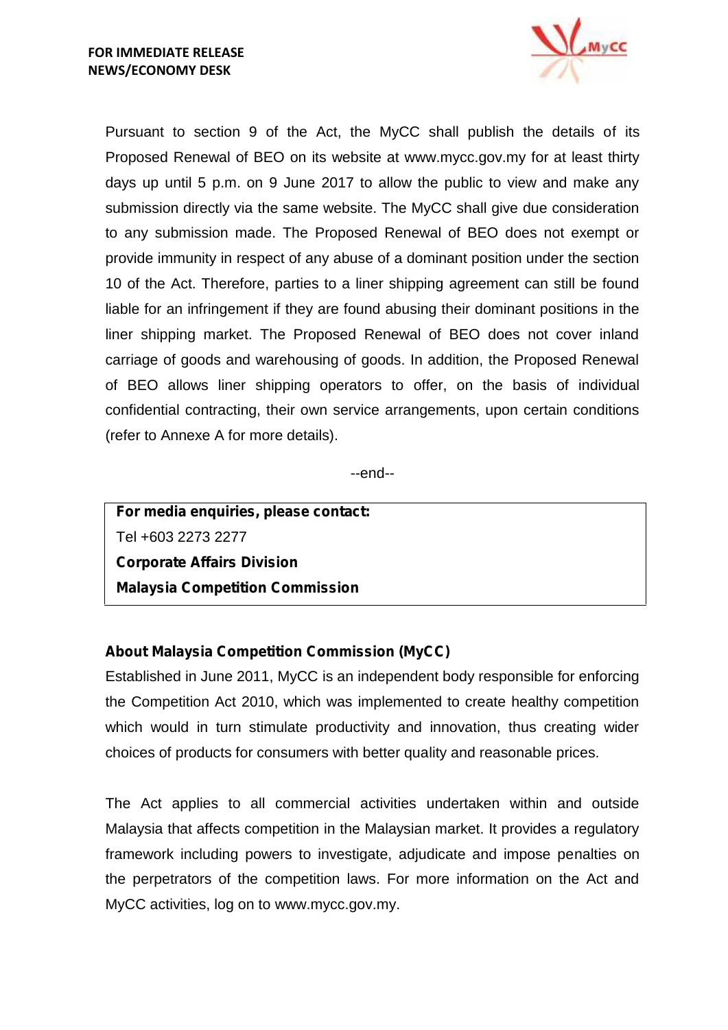Pursuant to section 9 of the Act, the MyCC shall publish the details of its Proposed Renewal of BEO on its website at www.mycc.gov.my for at least thirty days up until 5 p.m. on 9 June 2017 to allow the public to view and make any submission directly via the same website. The MyCC shall give due consideration to any submission made. The Proposed Renewal of BEO does not exempt or provide immunity in respect of any abuse of a dominant position under the section 10 of the Act. Therefore, parties to a liner shipping agreement can still be found liable for an infringement if they are found abusing their dominant positions in the liner shipping market. The Proposed Renewal of BEO does not cover inland carriage of goods and warehousing of goods. In addition, the Proposed Renewal of BEO allows liner shipping operators to offer, on the basis of individual confidential contracting, their own service arrangements, upon certain conditions (refer to Annexe A for more details).

--end--

**For media enquiries, please contact:**
Tel +603 2273 2277
**Corporate Affairs Division**
**Malaysia Competition Commission**

**About Malaysia Competition Commission (MyCC)**

Established in June 2011, MyCC is an independent body responsible for enforcing the Competition Act 2010, which was implemented to create healthy competition which would in turn stimulate productivity and innovation, thus creating wider choices of products for consumers with better quality and reasonable prices.

The Act applies to all commercial activities undertaken within and outside Malaysia that affects competition in the Malaysian market. It provides a regulatory framework including powers to investigate, adjudicate and impose penalties on the perpetrators of the competition laws. For more information on the Act and MyCC activities, log on to www.mycc.gov.my.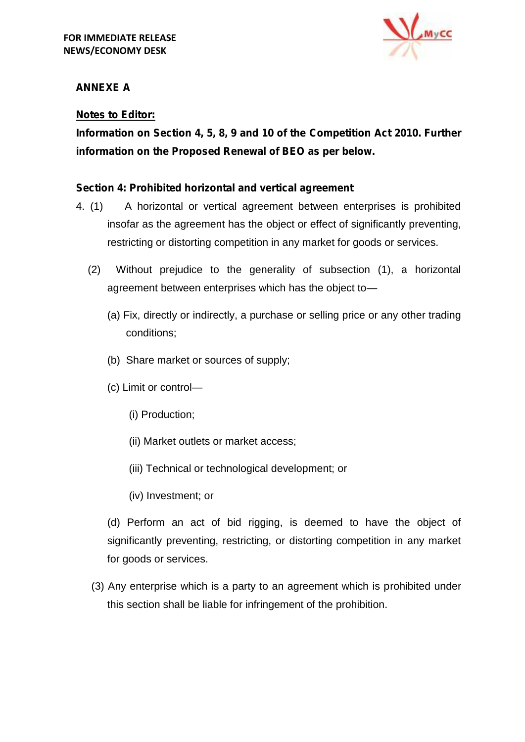**FOR IMMEDIATE RELEASE**
**NEWS/ECONOMY DESK**

**ANNEXE A**

**Notes to Editor:**

**Information on Section 4, 5, 8, 9 and 10 of the Competition Act 2010. Further information on the Proposed Renewal of BEO as per below.**

**Section 4: Prohibited horizontal and vertical agreement**

4. (1) A horizontal or vertical agreement between enterprises is prohibited insofar as the agreement has the object or effect of significantly preventing, restricting or distorting competition in any market for goods or services.

(2) Without prejudice to the generality of subsection (1), a horizontal agreement between enterprises which has the object to—

(a) Fix, directly or indirectly, a purchase or selling price or any other trading conditions;

(b) Share market or sources of supply;

(c) Limit or control—

(i) Production;

(ii) Market outlets or market access;

(iii) Technical or technological development; or

(iv) Investment; or

(d) Perform an act of bid rigging, is deemed to have the object of significantly preventing, restricting, or distorting competition in any market for goods or services.

(3) Any enterprise which is a party to an agreement which is prohibited under this section shall be liable for infringement of the prohibition.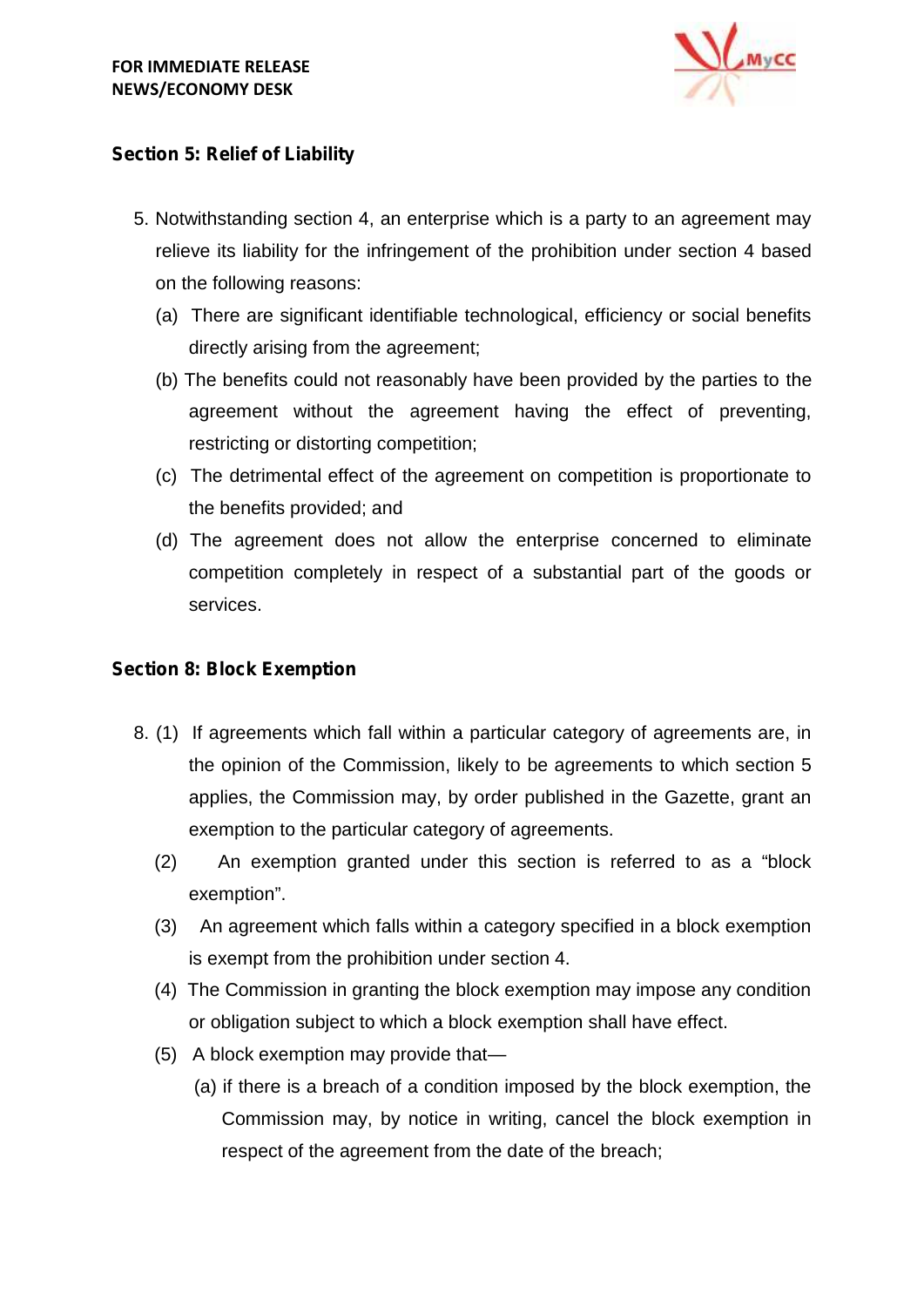**FOR IMMEDIATE RELEASE**
**NEWS/ECONOMY DESK**

### Section 5: Relief of Liability

5. Notwithstanding section 4, an enterprise which is a party to an agreement may relieve its liability for the infringement of the prohibition under section 4 based on the following reasons:
   - (a) There are significant identifiable technological, efficiency or social benefits directly arising from the agreement;
   - (b) The benefits could not reasonably have been provided by the parties to the agreement without the agreement having the effect of preventing, restricting or distorting competition;
   - (c) The detrimental effect of the agreement on competition is proportionate to the benefits provided; and
   - (d) The agreement does not allow the enterprise concerned to eliminate competition completely in respect of a substantial part of the goods or services.

### Section 8: Block Exemption

8. (1) If agreements which fall within a particular category of agreements are, in the opinion of the Commission, likely to be agreements to which section 5 applies, the Commission may, by order published in the Gazette, grant an exemption to the particular category of agreements.
   - (2) An exemption granted under this section is referred to as a “block exemption”.
   - (3) An agreement which falls within a category specified in a block exemption is exempt from the prohibition under section 4.
   - (4) The Commission in granting the block exemption may impose any condition or obligation subject to which a block exemption shall have effect.
   - (5) A block exemption may provide that—
     - (a) if there is a breach of a condition imposed by the block exemption, the Commission may, by notice in writing, cancel the block exemption in respect of the agreement from the date of the breach;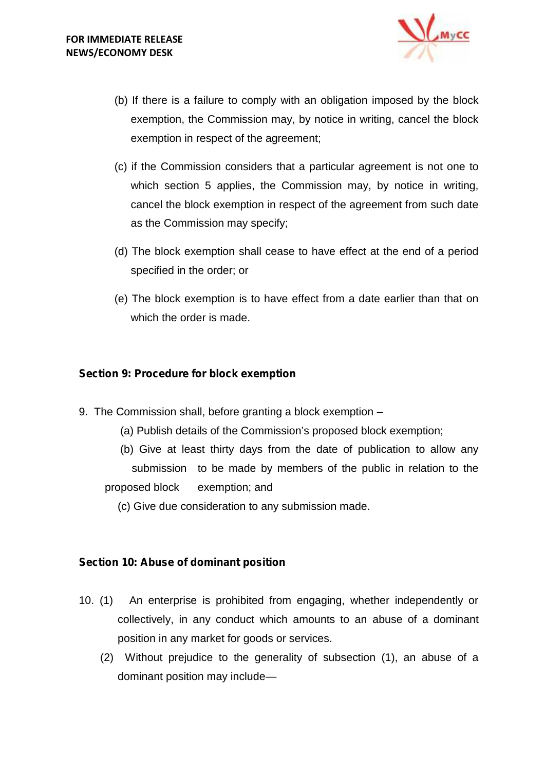(b) If there is a failure to comply with an obligation imposed by the block exemption, the Commission may, by notice in writing, cancel the block exemption in respect of the agreement;

(c) if the Commission considers that a particular agreement is not one to which section 5 applies, the Commission may, by notice in writing, cancel the block exemption in respect of the agreement from such date as the Commission may specify;

(d) The block exemption shall cease to have effect at the end of a period specified in the order; or

(e) The block exemption is to have effect from a date earlier than that on which the order is made.

**Section 9: Procedure for block exemption**

9. The Commission shall, before granting a block exemption –

(a) Publish details of the Commission's proposed block exemption;

(b) Give at least thirty days from the date of publication to allow any submission to be made by members of the public in relation to the proposed block exemption; and

(c) Give due consideration to any submission made.

**Section 10: Abuse of dominant position**

10. (1) An enterprise is prohibited from engaging, whether independently or collectively, in any conduct which amounts to an abuse of a dominant position in any market for goods or services.

(2) Without prejudice to the generality of subsection (1), an abuse of a dominant position may include—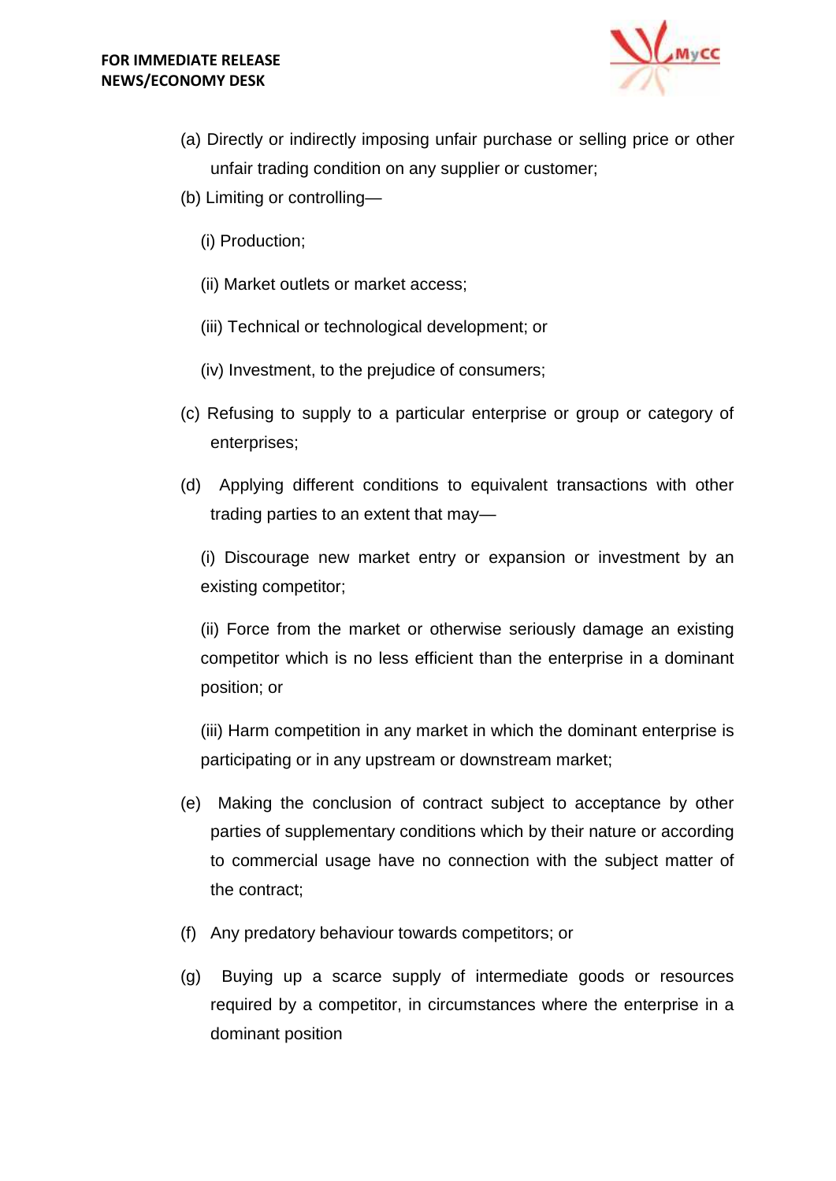(a) Directly or indirectly imposing unfair purchase or selling price or other unfair trading condition on any supplier or customer;

(b) Limiting or controlling—

(i) Production;

(ii) Market outlets or market access;

(iii) Technical or technological development; or

(iv) Investment, to the prejudice of consumers;

(c) Refusing to supply to a particular enterprise or group or category of enterprises;

(d) Applying different conditions to equivalent transactions with other trading parties to an extent that may—

(i) Discourage new market entry or expansion or investment by an existing competitor;

(ii) Force from the market or otherwise seriously damage an existing competitor which is no less efficient than the enterprise in a dominant position; or

(iii) Harm competition in any market in which the dominant enterprise is participating or in any upstream or downstream market;

(e) Making the conclusion of contract subject to acceptance by other parties of supplementary conditions which by their nature or according to commercial usage have no connection with the subject matter of the contract;

(f) Any predatory behaviour towards competitors; or

(g) Buying up a scarce supply of intermediate goods or resources required by a competitor, in circumstances where the enterprise in a dominant position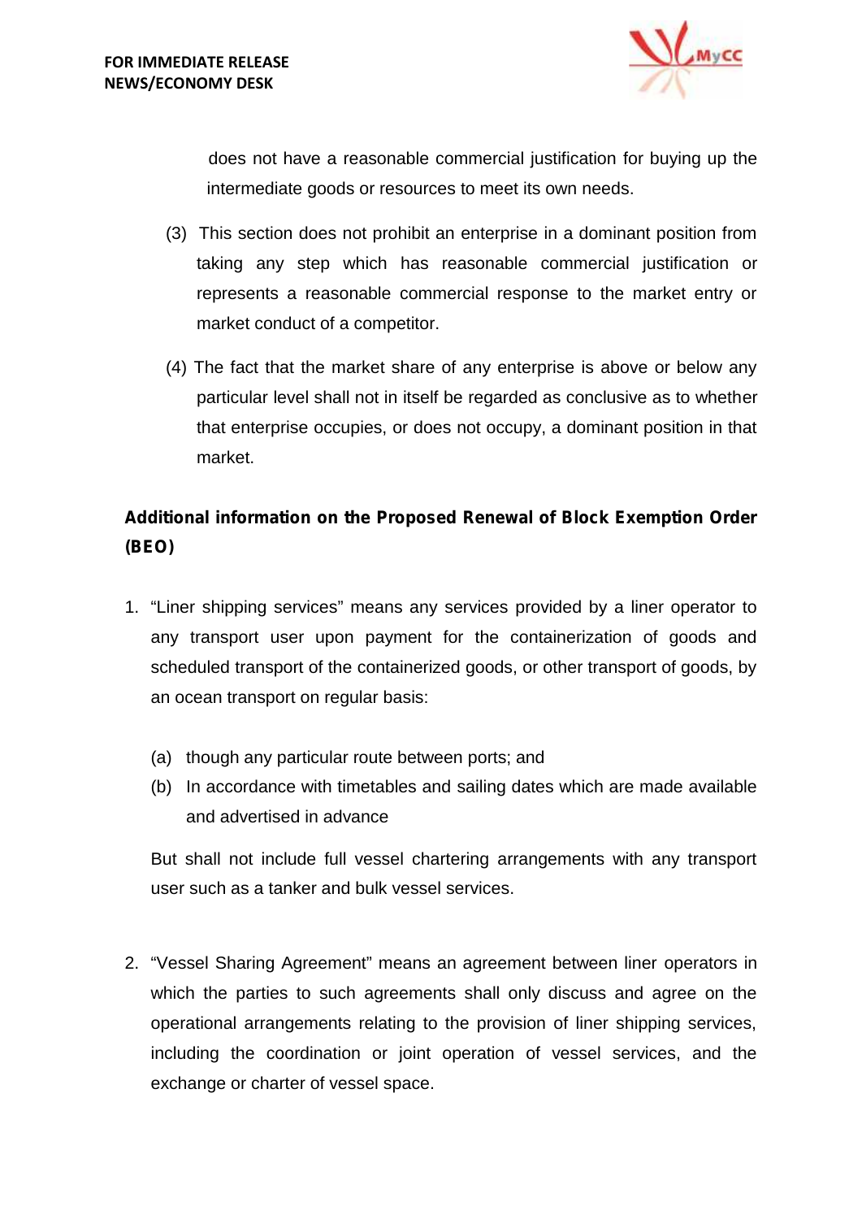does not have a reasonable commercial justification for buying up the intermediate goods or resources to meet its own needs.

(3) This section does not prohibit an enterprise in a dominant position from taking any step which has reasonable commercial justification or represents a reasonable commercial response to the market entry or market conduct of a competitor.

(4) The fact that the market share of any enterprise is above or below any particular level shall not in itself be regarded as conclusive as to whether that enterprise occupies, or does not occupy, a dominant position in that market.

## Additional information on the Proposed Renewal of Block Exemption Order (BEO)

1. "Liner shipping services" means any services provided by a liner operator to any transport user upon payment for the containerization of goods and scheduled transport of the containerized goods, or other transport of goods, by an ocean transport on regular basis:

   (a) though any particular route between ports; and
   (b) In accordance with timetables and sailing dates which are made available and advertised in advance

   But shall not include full vessel chartering arrangements with any transport user such as a tanker and bulk vessel services.

2. "Vessel Sharing Agreement" means an agreement between liner operators in which the parties to such agreements shall only discuss and agree on the operational arrangements relating to the provision of liner shipping services, including the coordination or joint operation of vessel services, and the exchange or charter of vessel space.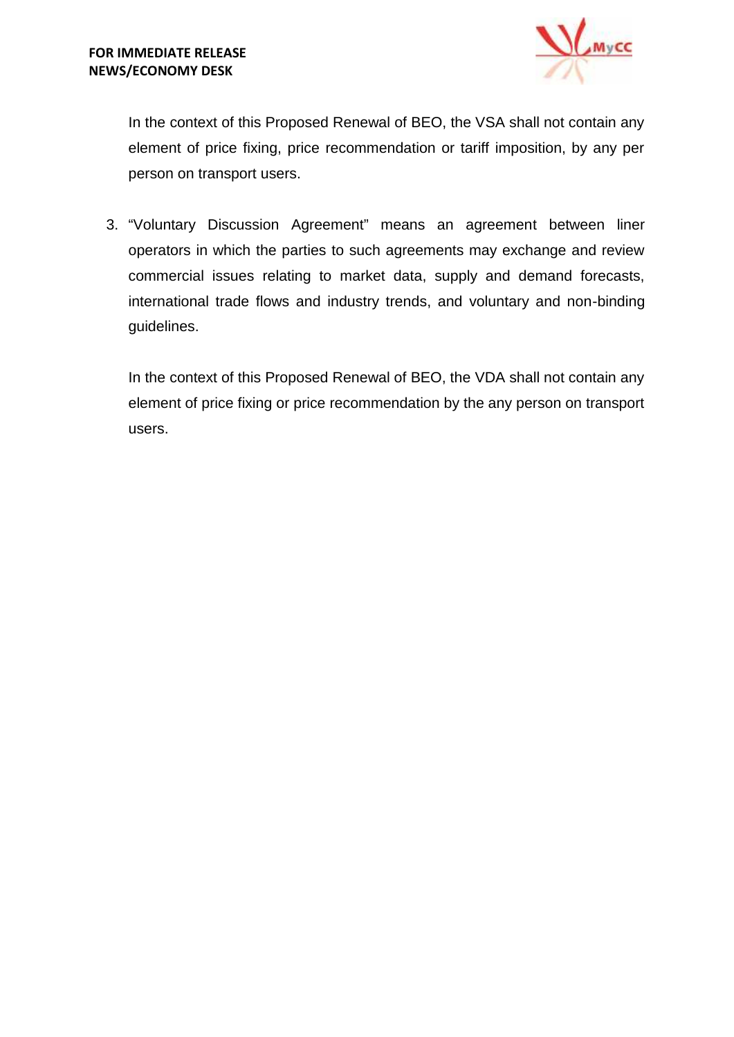In the context of this Proposed Renewal of BEO, the VSA shall not contain any element of price fixing, price recommendation or tariff imposition, by any per person on transport users.

3. "Voluntary Discussion Agreement" means an agreement between liner operators in which the parties to such agreements may exchange and review commercial issues relating to market data, supply and demand forecasts, international trade flows and industry trends, and voluntary and non-binding guidelines.

   In the context of this Proposed Renewal of BEO, the VDA shall not contain any element of price fixing or price recommendation by the any person on transport users.